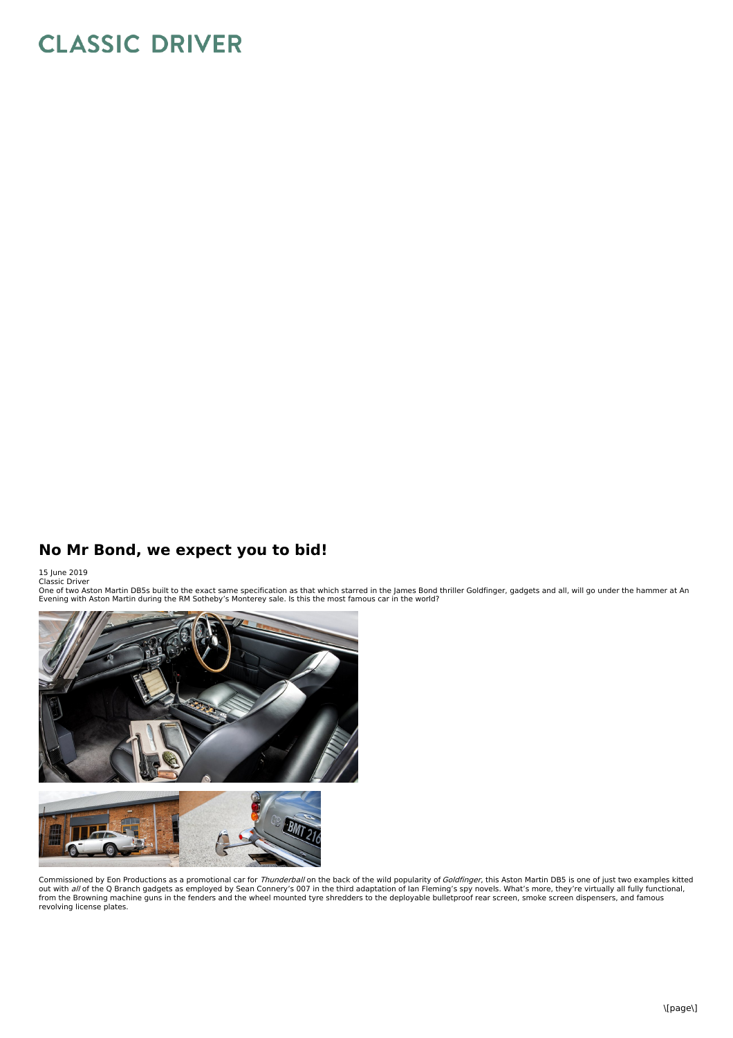# No Mr Bond, we expect you to bid!

15 June 2019
Classic Driver
One of two Aston Martin DB5s built to the exact same specification as that which starred in the James Bond thriller Goldfinger, gadgets and all, will go under the hammer at An Evening with Aston Martin during the RM Sotheby's Monterey sale. Is this the most famous car in the world?

Commissioned by Eon Productions as a promotional car for *Thunderball* on the back of the wild popularity of *Goldfinger*, this Aston Martin DB5 is one of just two examples kitted out with *all* of the Q Branch gadgets as employed by Sean Connery's 007 in the third adaptation of Ian Fleming's spy novels. What's more, they're virtually all fully functional, from the Browning machine guns in the fenders and the wheel mounted tyre shredders to the deployable bulletproof rear screen, smoke screen dispensers, and famous revolving license plates.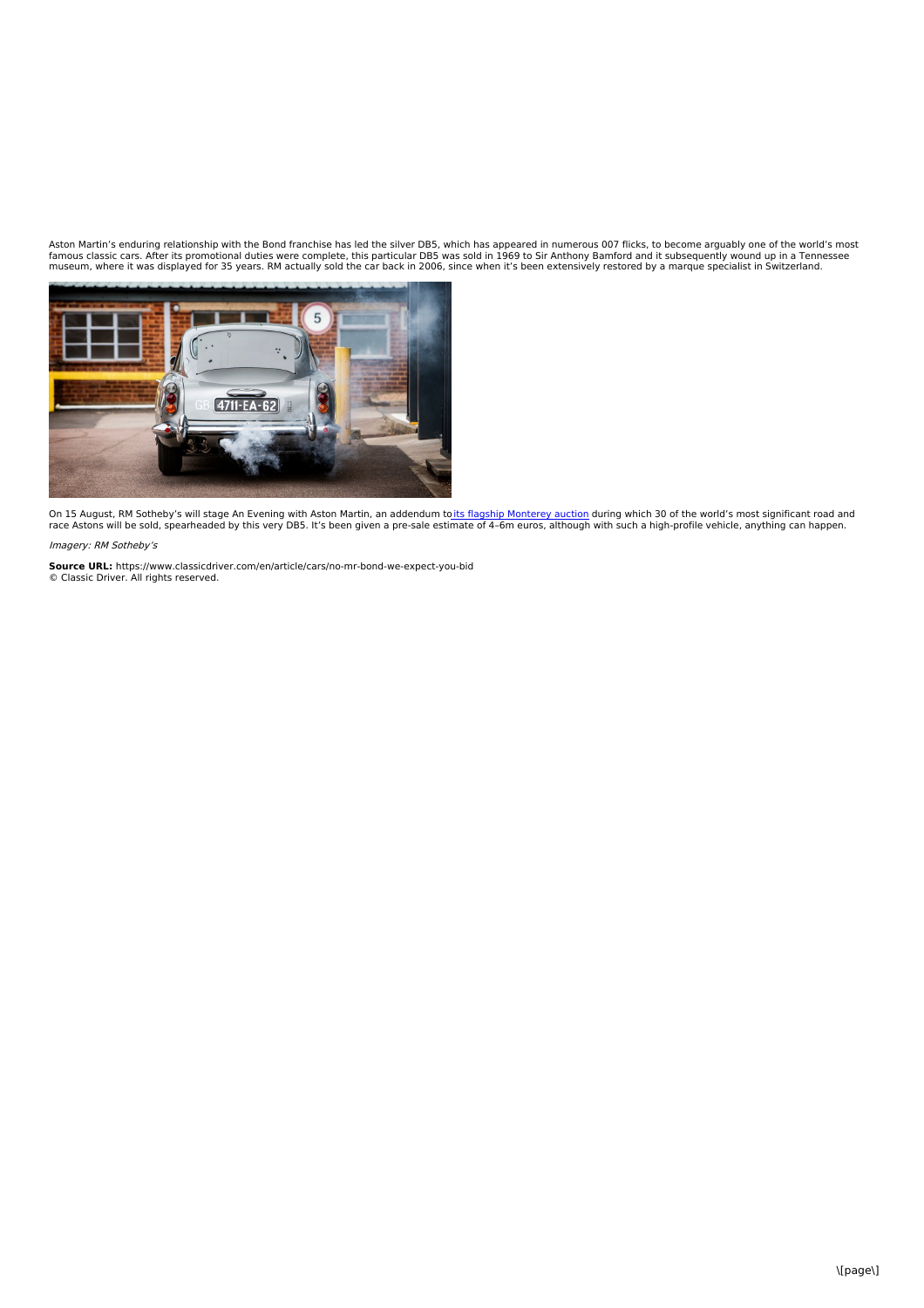Aston Martin's enduring relationship with the Bond franchise has led the silver DB5, which has appeared in numerous 007 flicks, to become arguably one of the world's most famous classic cars. After its promotional duties were complete, this particular DB5 was sold in 1969 to Sir Anthony Bamford and it subsequently wound up in a Tennessee museum, where it was displayed for 35 years. RM actually sold the car back in 2006, since when it's been extensively restored by a marque specialist in Switzerland.

On 15 August, RM Sotheby's will stage An Evening with Aston Martin, an addendum to its flagship Monterey auction during which 30 of the world's most significant road and race Astons will be sold, spearheaded by this very DB5. It's been given a pre-sale estimate of 4–6m euros, although with such a high-profile vehicle, anything can happen.

*Imagery: RM Sotheby's*

**Source URL:** https://www.classicdriver.com/en/article/cars/no-mr-bond-we-expect-you-bid
© Classic Driver. All rights reserved.